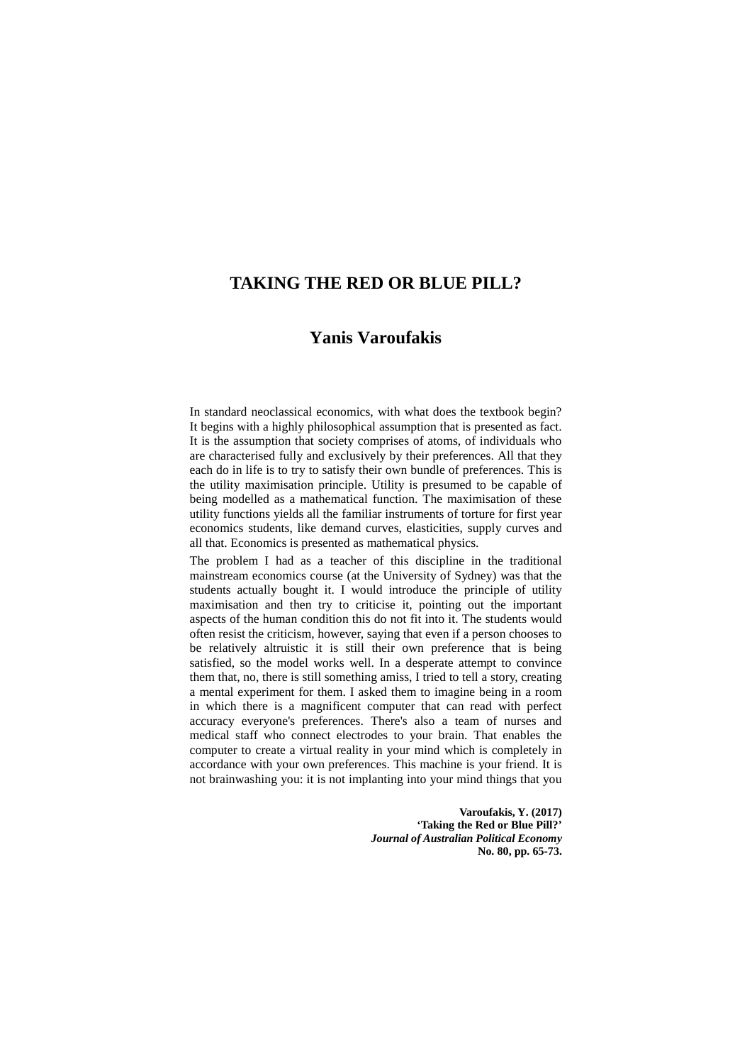# TAKING THE RED OR BLUE PILL?

## Yanis Varoufakis

In standard neoclassical economics, with what does the textbook begin? It begins with a highly philosophical assumption that is presented as fact. It is the assumption that society comprises of atoms, of individuals who are characterised fully and exclusively by their preferences. All that they each do in life is to try to satisfy their own bundle of preferences. This is the utility maximisation principle. Utility is presumed to be capable of being modelled as a mathematical function. The maximisation of these utility functions yields all the familiar instruments of torture for first year economics students, like demand curves, elasticities, supply curves and all that. Economics is presented as mathematical physics.

The problem I had as a teacher of this discipline in the traditional mainstream economics course (at the University of Sydney) was that the students actually bought it. I would introduce the principle of utility maximisation and then try to criticise it, pointing out the important aspects of the human condition this do not fit into it. The students would often resist the criticism, however, saying that even if a person chooses to be relatively altruistic it is still their own preference that is being satisfied, so the model works well. In a desperate attempt to convince them that, no, there is still something amiss, I tried to tell a story, creating a mental experiment for them. I asked them to imagine being in a room in which there is a magnificent computer that can read with perfect accuracy everyone's preferences. There's also a team of nurses and medical staff who connect electrodes to your brain. That enables the computer to create a virtual reality in your mind which is completely in accordance with your own preferences. This machine is your friend. It is not brainwashing you: it is not implanting into your mind things that you

**Varoufakis, Y. (2017)**
**'Taking the Red or Blue Pill?'**
***Journal of Australian Political Economy***
**No. 80, pp. 65-73.**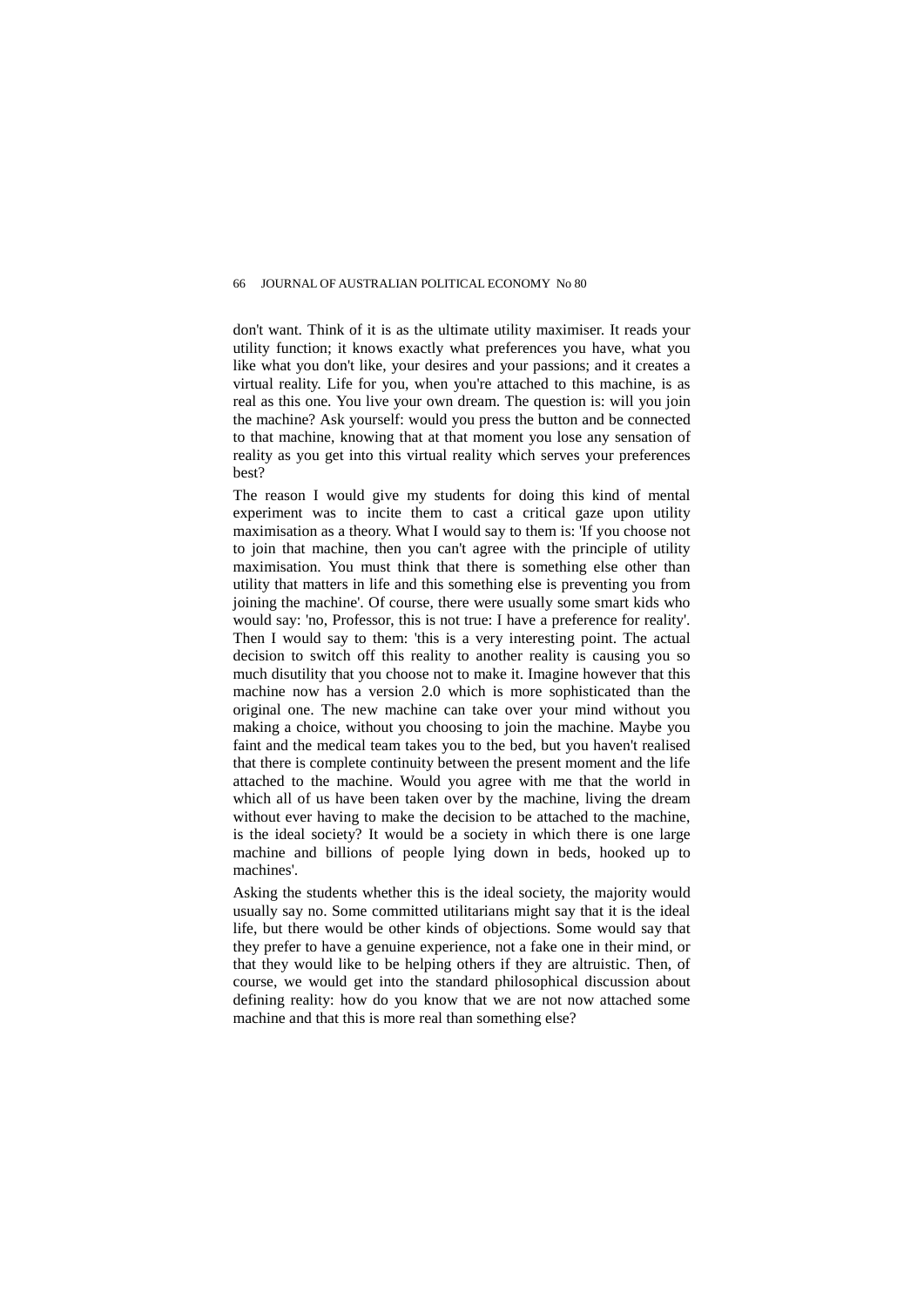don't want. Think of it is as the ultimate utility maximiser. It reads your utility function; it knows exactly what preferences you have, what you like what you don't like, your desires and your passions; and it creates a virtual reality. Life for you, when you're attached to this machine, is as real as this one. You live your own dream. The question is: will you join the machine? Ask yourself: would you press the button and be connected to that machine, knowing that at that moment you lose any sensation of reality as you get into this virtual reality which serves your preferences best?

The reason I would give my students for doing this kind of mental experiment was to incite them to cast a critical gaze upon utility maximisation as a theory. What I would say to them is: 'If you choose not to join that machine, then you can't agree with the principle of utility maximisation. You must think that there is something else other than utility that matters in life and this something else is preventing you from joining the machine'. Of course, there were usually some smart kids who would say: 'no, Professor, this is not true: I have a preference for reality'. Then I would say to them: 'this is a very interesting point. The actual decision to switch off this reality to another reality is causing you so much disutility that you choose not to make it. Imagine however that this machine now has a version 2.0 which is more sophisticated than the original one. The new machine can take over your mind without you making a choice, without you choosing to join the machine. Maybe you faint and the medical team takes you to the bed, but you haven't realised that there is complete continuity between the present moment and the life attached to the machine. Would you agree with me that the world in which all of us have been taken over by the machine, living the dream without ever having to make the decision to be attached to the machine, is the ideal society? It would be a society in which there is one large machine and billions of people lying down in beds, hooked up to machines'.

Asking the students whether this is the ideal society, the majority would usually say no. Some committed utilitarians might say that it is the ideal life, but there would be other kinds of objections. Some would say that they prefer to have a genuine experience, not a fake one in their mind, or that they would like to be helping others if they are altruistic. Then, of course, we would get into the standard philosophical discussion about defining reality: how do you know that we are not now attached some machine and that this is more real than something else?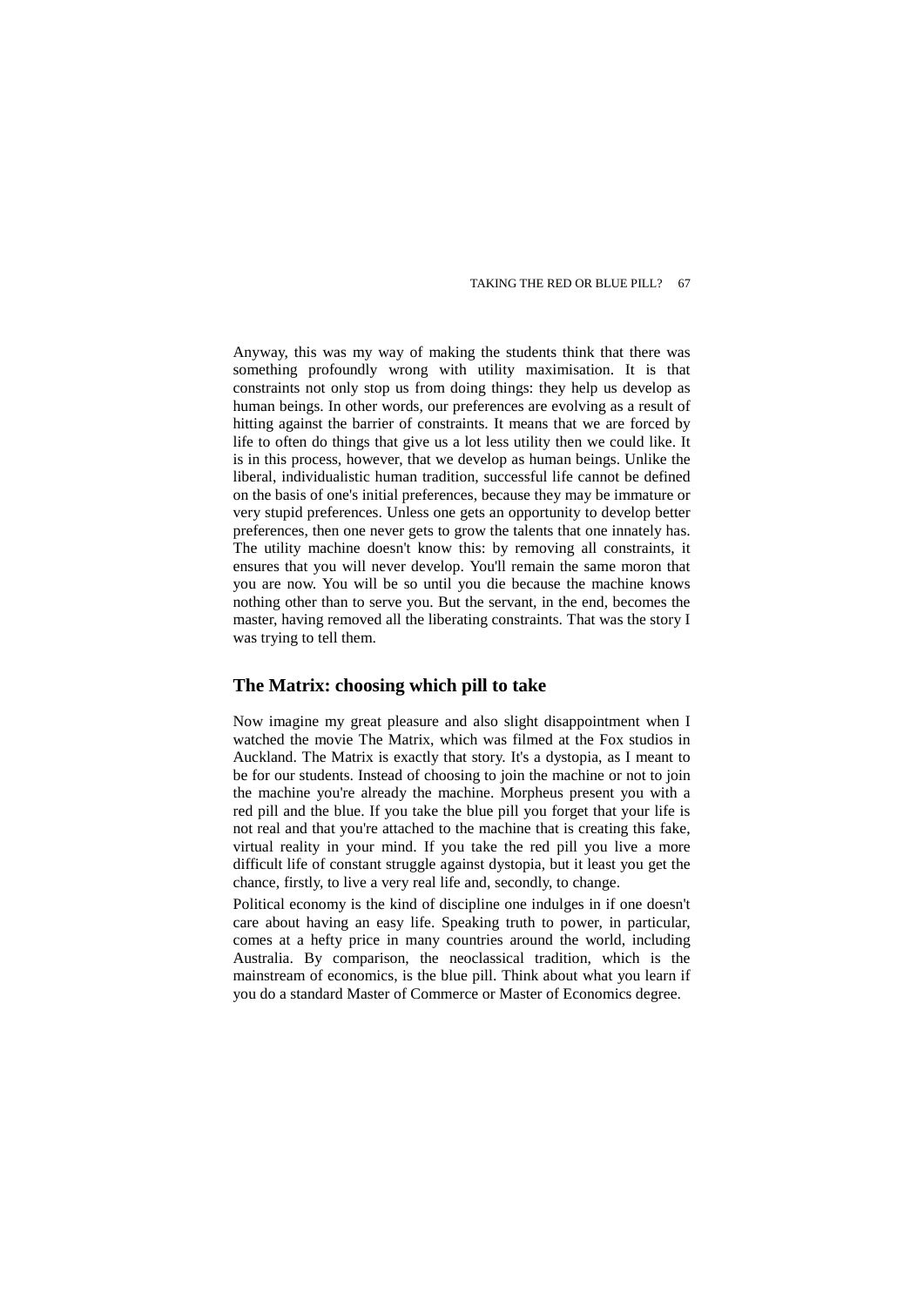Anyway, this was my way of making the students think that there was something profoundly wrong with utility maximisation. It is that constraints not only stop us from doing things: they help us develop as human beings. In other words, our preferences are evolving as a result of hitting against the barrier of constraints. It means that we are forced by life to often do things that give us a lot less utility then we could like. It is in this process, however, that we develop as human beings. Unlike the liberal, individualistic human tradition, successful life cannot be defined on the basis of one's initial preferences, because they may be immature or very stupid preferences. Unless one gets an opportunity to develop better preferences, then one never gets to grow the talents that one innately has. The utility machine doesn't know this: by removing all constraints, it ensures that you will never develop. You'll remain the same moron that you are now. You will be so until you die because the machine knows nothing other than to serve you. But the servant, in the end, becomes the master, having removed all the liberating constraints. That was the story I was trying to tell them.

## The Matrix: choosing which pill to take

Now imagine my great pleasure and also slight disappointment when I watched the movie The Matrix, which was filmed at the Fox studios in Auckland. The Matrix is exactly that story. It's a dystopia, as I meant to be for our students. Instead of choosing to join the machine or not to join the machine you're already the machine. Morpheus present you with a red pill and the blue. If you take the blue pill you forget that your life is not real and that you're attached to the machine that is creating this fake, virtual reality in your mind. If you take the red pill you live a more difficult life of constant struggle against dystopia, but it least you get the chance, firstly, to live a very real life and, secondly, to change.

Political economy is the kind of discipline one indulges in if one doesn't care about having an easy life. Speaking truth to power, in particular, comes at a hefty price in many countries around the world, including Australia. By comparison, the neoclassical tradition, which is the mainstream of economics, is the blue pill. Think about what you learn if you do a standard Master of Commerce or Master of Economics degree.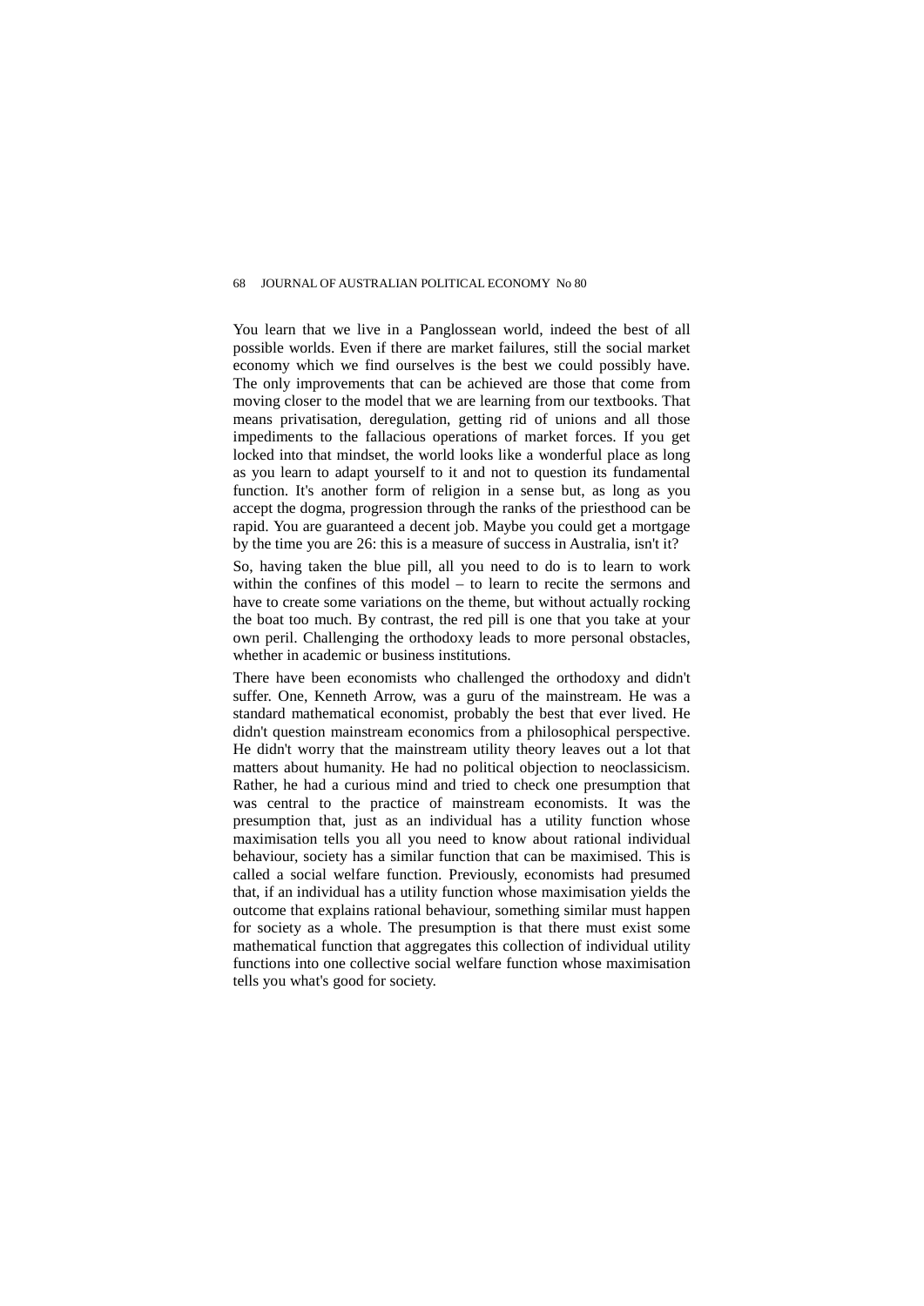You learn that we live in a Panglossean world, indeed the best of all possible worlds. Even if there are market failures, still the social market economy which we find ourselves is the best we could possibly have. The only improvements that can be achieved are those that come from moving closer to the model that we are learning from our textbooks. That means privatisation, deregulation, getting rid of unions and all those impediments to the fallacious operations of market forces. If you get locked into that mindset, the world looks like a wonderful place as long as you learn to adapt yourself to it and not to question its fundamental function. It's another form of religion in a sense but, as long as you accept the dogma, progression through the ranks of the priesthood can be rapid. You are guaranteed a decent job. Maybe you could get a mortgage by the time you are 26: this is a measure of success in Australia, isn't it?

So, having taken the blue pill, all you need to do is to learn to work within the confines of this model – to learn to recite the sermons and have to create some variations on the theme, but without actually rocking the boat too much. By contrast, the red pill is one that you take at your own peril. Challenging the orthodoxy leads to more personal obstacles, whether in academic or business institutions.

There have been economists who challenged the orthodoxy and didn't suffer. One, Kenneth Arrow, was a guru of the mainstream. He was a standard mathematical economist, probably the best that ever lived. He didn't question mainstream economics from a philosophical perspective. He didn't worry that the mainstream utility theory leaves out a lot that matters about humanity. He had no political objection to neoclassicism. Rather, he had a curious mind and tried to check one presumption that was central to the practice of mainstream economists. It was the presumption that, just as an individual has a utility function whose maximisation tells you all you need to know about rational individual behaviour, society has a similar function that can be maximised. This is called a social welfare function. Previously, economists had presumed that, if an individual has a utility function whose maximisation yields the outcome that explains rational behaviour, something similar must happen for society as a whole. The presumption is that there must exist some mathematical function that aggregates this collection of individual utility functions into one collective social welfare function whose maximisation tells you what's good for society.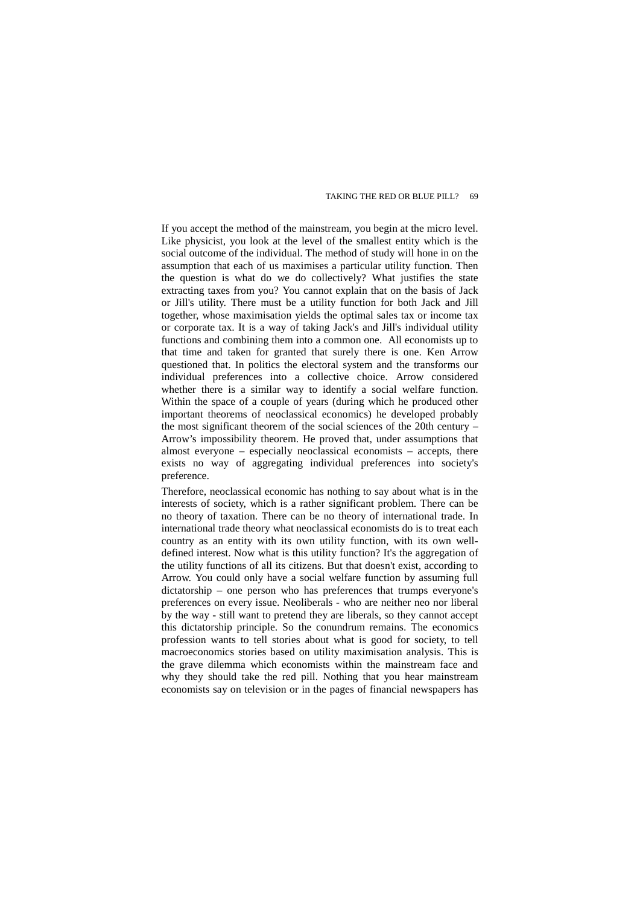If you accept the method of the mainstream, you begin at the micro level. Like physicist, you look at the level of the smallest entity which is the social outcome of the individual. The method of study will hone in on the assumption that each of us maximises a particular utility function. Then the question is what do we do collectively? What justifies the state extracting taxes from you? You cannot explain that on the basis of Jack or Jill's utility. There must be a utility function for both Jack and Jill together, whose maximisation yields the optimal sales tax or income tax or corporate tax. It is a way of taking Jack's and Jill's individual utility functions and combining them into a common one. All economists up to that time and taken for granted that surely there is one. Ken Arrow questioned that. In politics the electoral system and the transforms our individual preferences into a collective choice. Arrow considered whether there is a similar way to identify a social welfare function. Within the space of a couple of years (during which he produced other important theorems of neoclassical economics) he developed probably the most significant theorem of the social sciences of the 20th century – Arrow's impossibility theorem. He proved that, under assumptions that almost everyone – especially neoclassical economists – accepts, there exists no way of aggregating individual preferences into society's preference.

Therefore, neoclassical economic has nothing to say about what is in the interests of society, which is a rather significant problem. There can be no theory of taxation. There can be no theory of international trade. In international trade theory what neoclassical economists do is to treat each country as an entity with its own utility function, with its own well-defined interest. Now what is this utility function? It's the aggregation of the utility functions of all its citizens. But that doesn't exist, according to Arrow. You could only have a social welfare function by assuming full dictatorship – one person who has preferences that trumps everyone's preferences on every issue. Neoliberals - who are neither neo nor liberal by the way - still want to pretend they are liberals, so they cannot accept this dictatorship principle. So the conundrum remains. The economics profession wants to tell stories about what is good for society, to tell macroeconomics stories based on utility maximisation analysis. This is the grave dilemma which economists within the mainstream face and why they should take the red pill. Nothing that you hear mainstream economists say on television or in the pages of financial newspapers has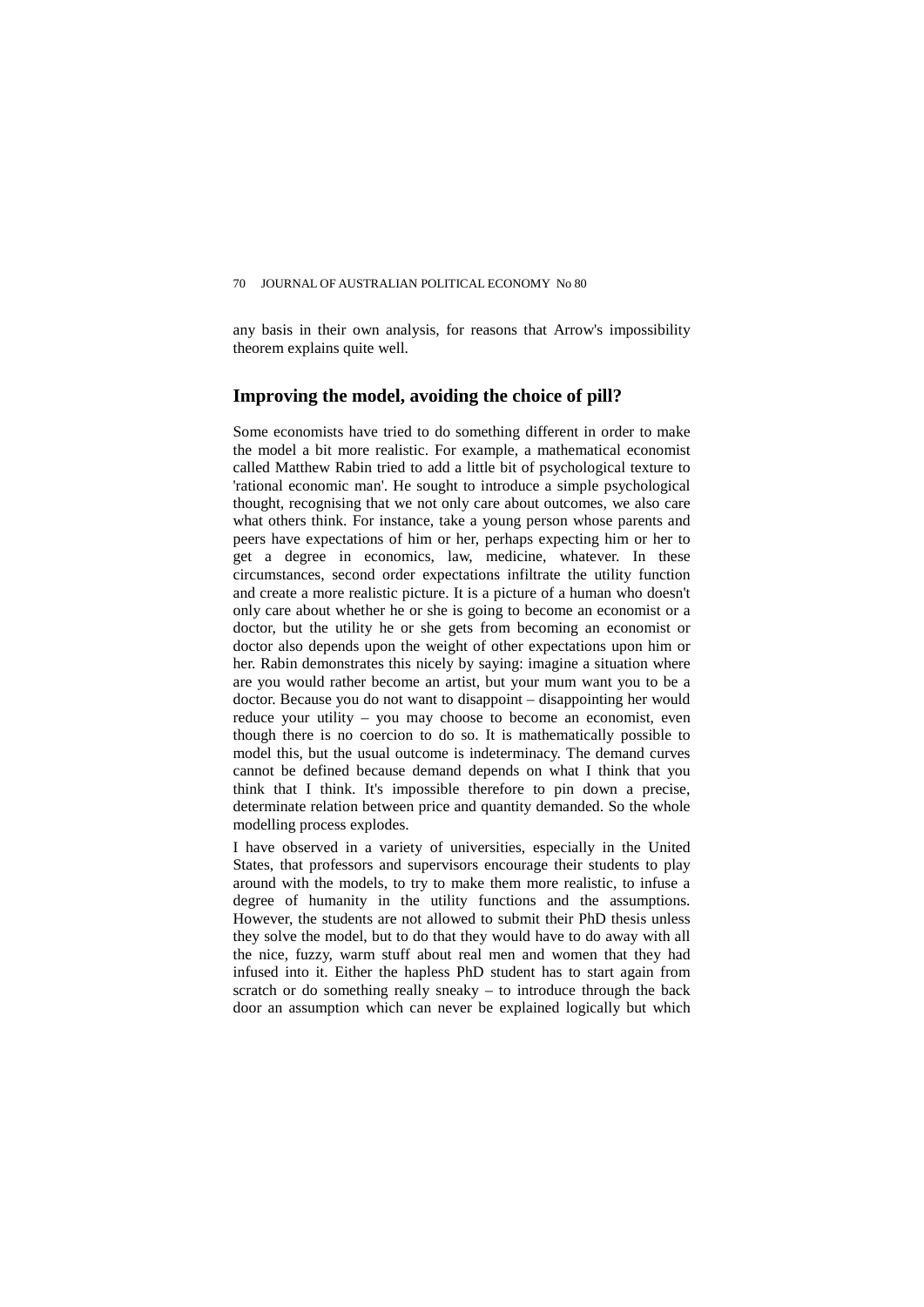any basis in their own analysis, for reasons that Arrow's impossibility theorem explains quite well.

## Improving the model, avoiding the choice of pill?

Some economists have tried to do something different in order to make the model a bit more realistic. For example, a mathematical economist called Matthew Rabin tried to add a little bit of psychological texture to 'rational economic man'. He sought to introduce a simple psychological thought, recognising that we not only care about outcomes, we also care what others think. For instance, take a young person whose parents and peers have expectations of him or her, perhaps expecting him or her to get a degree in economics, law, medicine, whatever. In these circumstances, second order expectations infiltrate the utility function and create a more realistic picture. It is a picture of a human who doesn't only care about whether he or she is going to become an economist or a doctor, but the utility he or she gets from becoming an economist or doctor also depends upon the weight of other expectations upon him or her. Rabin demonstrates this nicely by saying: imagine a situation where are you would rather become an artist, but your mum want you to be a doctor. Because you do not want to disappoint – disappointing her would reduce your utility – you may choose to become an economist, even though there is no coercion to do so. It is mathematically possible to model this, but the usual outcome is indeterminacy. The demand curves cannot be defined because demand depends on what I think that you think that I think. It's impossible therefore to pin down a precise, determinate relation between price and quantity demanded. So the whole modelling process explodes.

I have observed in a variety of universities, especially in the United States, that professors and supervisors encourage their students to play around with the models, to try to make them more realistic, to infuse a degree of humanity in the utility functions and the assumptions. However, the students are not allowed to submit their PhD thesis unless they solve the model, but to do that they would have to do away with all the nice, fuzzy, warm stuff about real men and women that they had infused into it. Either the hapless PhD student has to start again from scratch or do something really sneaky – to introduce through the back door an assumption which can never be explained logically but which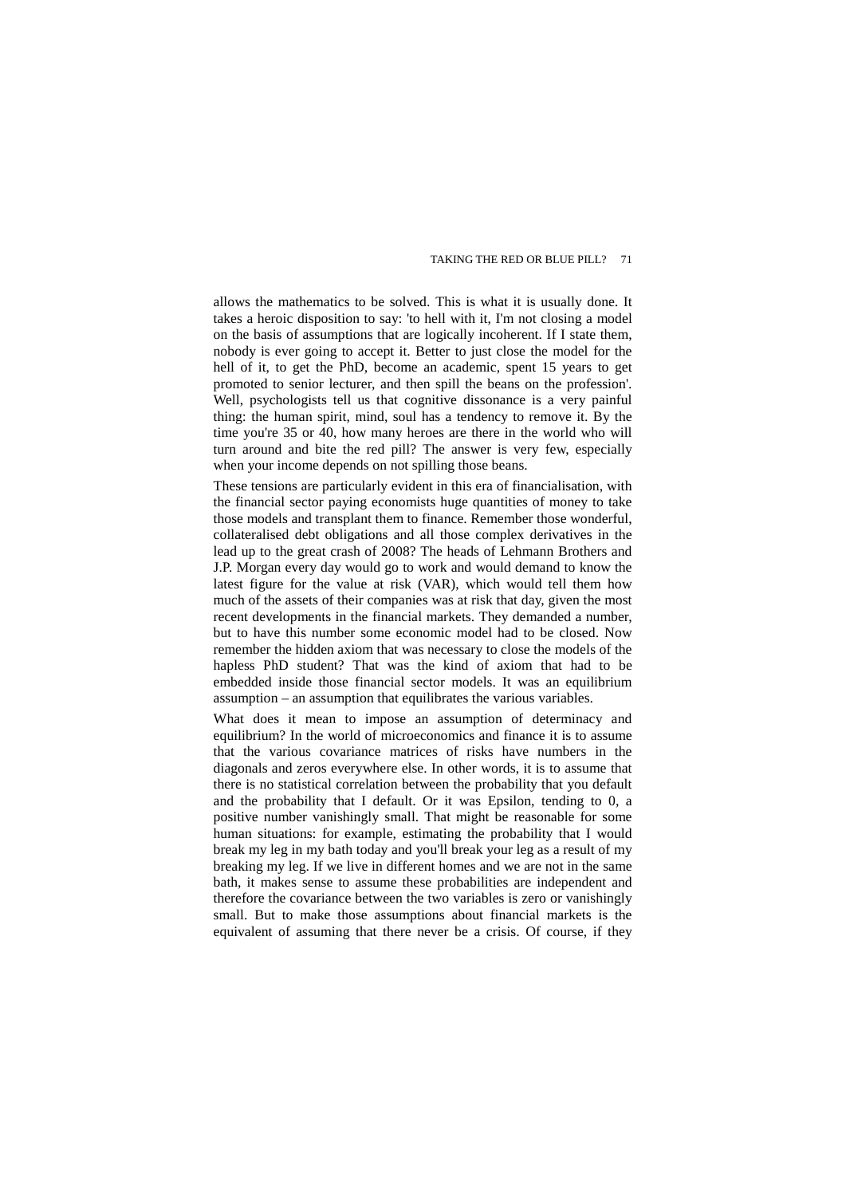allows the mathematics to be solved. This is what it is usually done. It takes a heroic disposition to say: 'to hell with it, I'm not closing a model on the basis of assumptions that are logically incoherent. If I state them, nobody is ever going to accept it. Better to just close the model for the hell of it, to get the PhD, become an academic, spent 15 years to get promoted to senior lecturer, and then spill the beans on the profession'. Well, psychologists tell us that cognitive dissonance is a very painful thing: the human spirit, mind, soul has a tendency to remove it. By the time you're 35 or 40, how many heroes are there in the world who will turn around and bite the red pill? The answer is very few, especially when your income depends on not spilling those beans.

These tensions are particularly evident in this era of financialisation, with the financial sector paying economists huge quantities of money to take those models and transplant them to finance. Remember those wonderful, collateralised debt obligations and all those complex derivatives in the lead up to the great crash of 2008? The heads of Lehmann Brothers and J.P. Morgan every day would go to work and would demand to know the latest figure for the value at risk (VAR), which would tell them how much of the assets of their companies was at risk that day, given the most recent developments in the financial markets. They demanded a number, but to have this number some economic model had to be closed. Now remember the hidden axiom that was necessary to close the models of the hapless PhD student? That was the kind of axiom that had to be embedded inside those financial sector models. It was an equilibrium assumption – an assumption that equilibrates the various variables.

What does it mean to impose an assumption of determinacy and equilibrium? In the world of microeconomics and finance it is to assume that the various covariance matrices of risks have numbers in the diagonals and zeros everywhere else. In other words, it is to assume that there is no statistical correlation between the probability that you default and the probability that I default. Or it was Epsilon, tending to 0, a positive number vanishingly small. That might be reasonable for some human situations: for example, estimating the probability that I would break my leg in my bath today and you'll break your leg as a result of my breaking my leg. If we live in different homes and we are not in the same bath, it makes sense to assume these probabilities are independent and therefore the covariance between the two variables is zero or vanishingly small. But to make those assumptions about financial markets is the equivalent of assuming that there never be a crisis. Of course, if they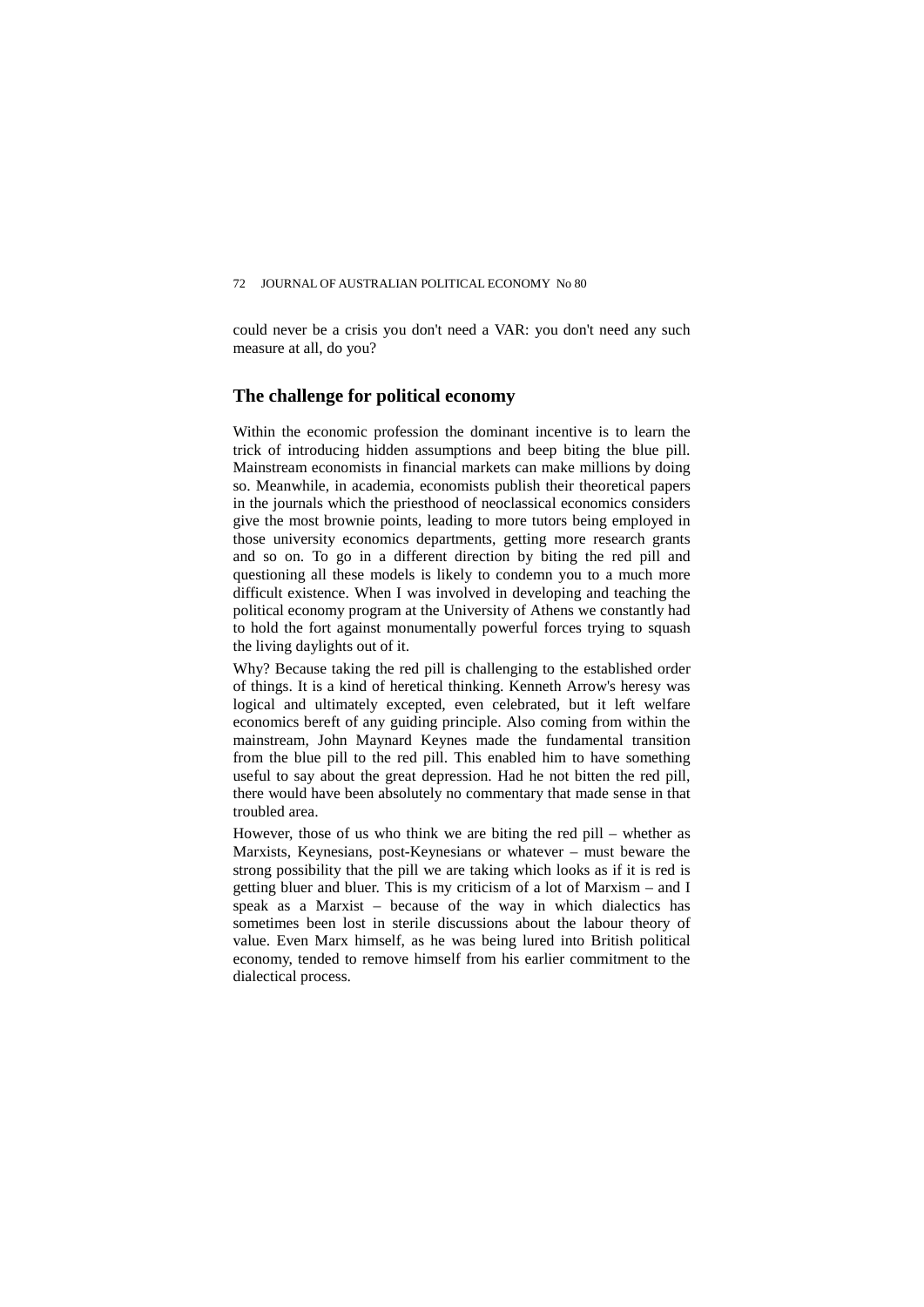could never be a crisis you don't need a VAR: you don't need any such measure at all, do you?

## The challenge for political economy

Within the economic profession the dominant incentive is to learn the trick of introducing hidden assumptions and beep biting the blue pill. Mainstream economists in financial markets can make millions by doing so. Meanwhile, in academia, economists publish their theoretical papers in the journals which the priesthood of neoclassical economics considers give the most brownie points, leading to more tutors being employed in those university economics departments, getting more research grants and so on. To go in a different direction by biting the red pill and questioning all these models is likely to condemn you to a much more difficult existence. When I was involved in developing and teaching the political economy program at the University of Athens we constantly had to hold the fort against monumentally powerful forces trying to squash the living daylights out of it.

Why? Because taking the red pill is challenging to the established order of things. It is a kind of heretical thinking. Kenneth Arrow's heresy was logical and ultimately excepted, even celebrated, but it left welfare economics bereft of any guiding principle. Also coming from within the mainstream, John Maynard Keynes made the fundamental transition from the blue pill to the red pill. This enabled him to have something useful to say about the great depression. Had he not bitten the red pill, there would have been absolutely no commentary that made sense in that troubled area.

However, those of us who think we are biting the red pill – whether as Marxists, Keynesians, post-Keynesians or whatever – must beware the strong possibility that the pill we are taking which looks as if it is red is getting bluer and bluer. This is my criticism of a lot of Marxism – and I speak as a Marxist – because of the way in which dialectics has sometimes been lost in sterile discussions about the labour theory of value. Even Marx himself, as he was being lured into British political economy, tended to remove himself from his earlier commitment to the dialectical process.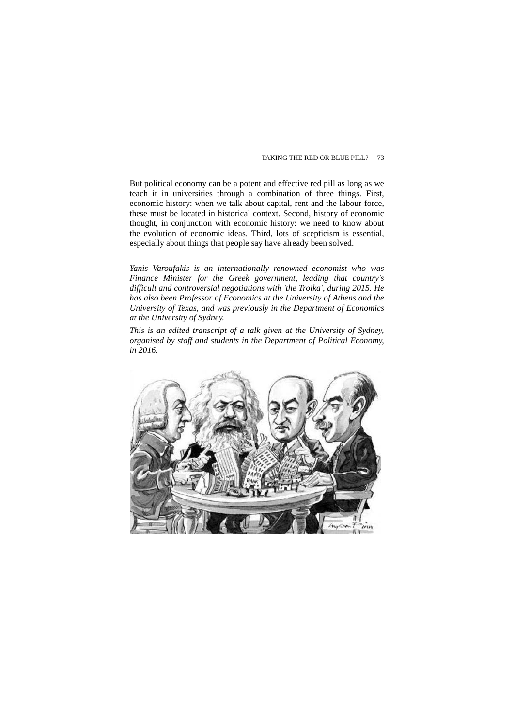But political economy can be a potent and effective red pill as long as we teach it in universities through a combination of three things. First, economic history: when we talk about capital, rent and the labour force, these must be located in historical context. Second, history of economic thought, in conjunction with economic history: we need to know about the evolution of economic ideas. Third, lots of scepticism is essential, especially about things that people say have already been solved.

*Yanis Varoufakis is an internationally renowned economist who was Finance Minister for the Greek government, leading that country's difficult and controversial negotiations with 'the Troika', during 2015. He has also been Professor of Economics at the University of Athens and the University of Texas, and was previously in the Department of Economics at the University of Sydney.*

*This is an edited transcript of a talk given at the University of Sydney, organised by staff and students in the Department of Political Economy, in 2016.*